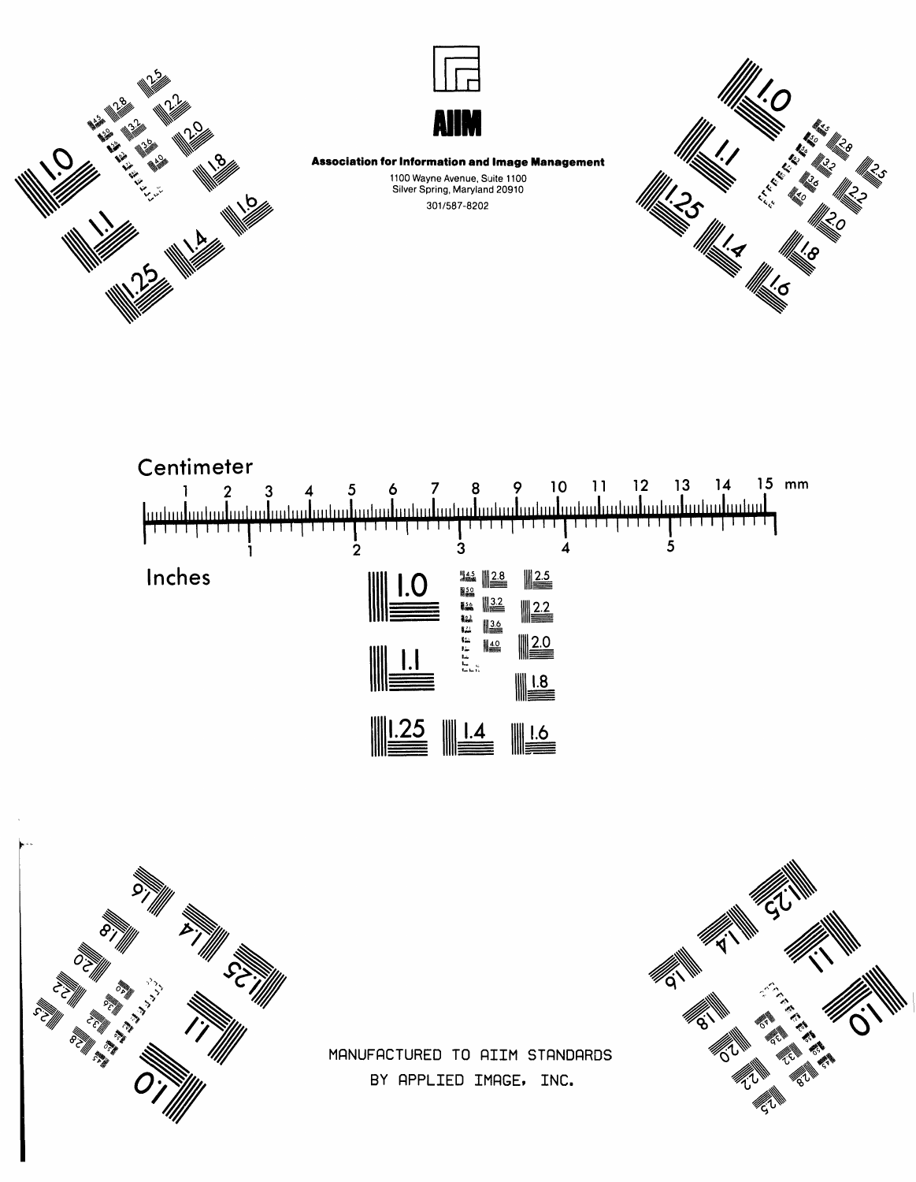AIIM

**Association for Information and Image Management**

1100 Wayne Avenue, Suite 1100
Silver Spring, Maryland 20910

301/587-8202

Centimeter

1 2 3 4 5 6 7 8 9 10 11 12 13 14 15 mm

1 2 3 4 5

Inches

1.0 1.1 1.25 1.4 1.6 1.8 2.0 2.2 2.5 2.8 3.2 3.6 4.0 4.5 5.0

MANUFACTURED TO AIIM STANDARDS
BY APPLIED IMAGE, INC.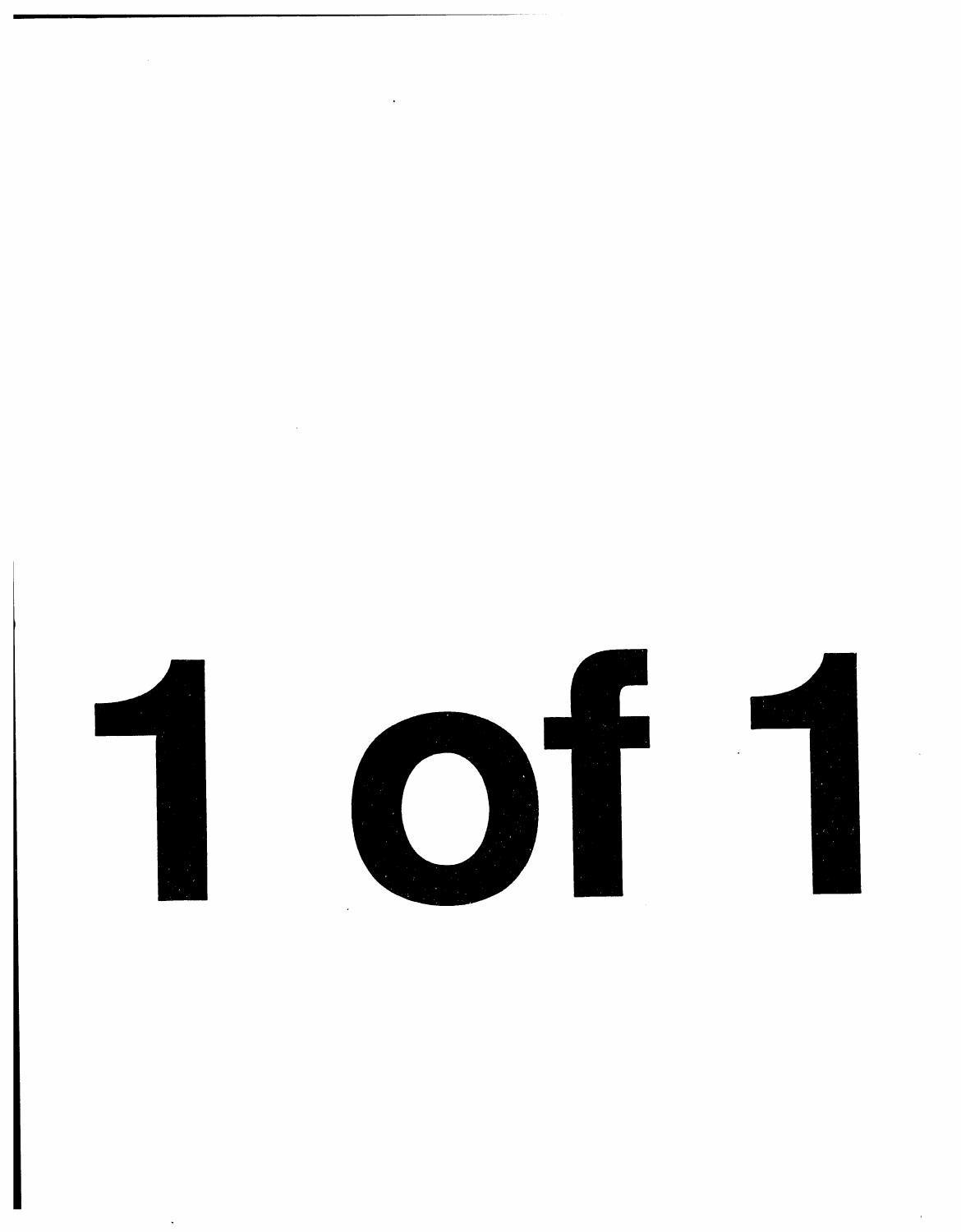# 1 of 1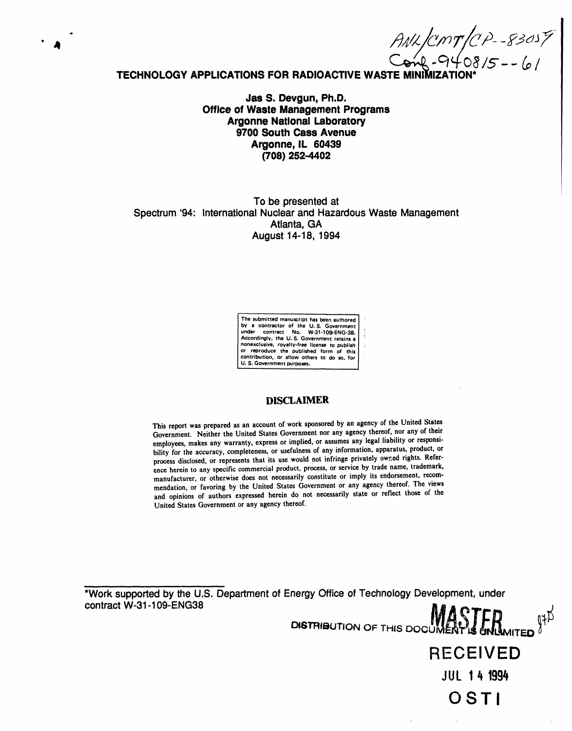ANL/CMT/CP--83059
Conf-940815--61

# TECHNOLOGY APPLICATIONS FOR RADIOACTIVE WASTE MINIMIZATION*

**Jas S. Devgun, Ph.D.**
**Office of Waste Management Programs**
**Argonne National Laboratory**
**9700 South Cass Avenue**
**Argonne, IL 60439**
**(708) 252-4402**

To be presented at
Spectrum '94: International Nuclear and Hazardous Waste Management
Atlanta, GA
August 14-18, 1994

The submitted manuscript has been authored by a contractor of the U. S. Government under contract No. W-31-109-ENG-38. Accordingly, the U. S. Government retains a nonexclusive, royalty-free license to publish or reproduce the published form of this contribution, or allow others to do so, for U. S. Government purposes.

## DISCLAIMER

This report was prepared as an account of work sponsored by an agency of the United States Government. Neither the United States Government nor any agency thereof, nor any of their employees, makes any warranty, express or implied, or assumes any legal liability or responsibility for the accuracy, completeness, or usefulness of any information, apparatus, product, or process disclosed, or represents that its use would not infringe privately owned rights. Reference herein to any specific commercial product, process, or service by trade name, trademark, manufacturer, or otherwise does not necessarily constitute or imply its endorsement, recommendation, or favoring by the United States Government or any agency thereof. The views and opinions of authors expressed herein do not necessarily state or reflect those of the United States Government or any agency thereof.

*Work supported by the U.S. Department of Energy Office of Technology Development, under contract W-31-109-ENG38

DISTRIBUTION OF THIS DOCUMENT IS UNLIMITED

MASTER

RECEIVED
JUL 14 1994
OSTI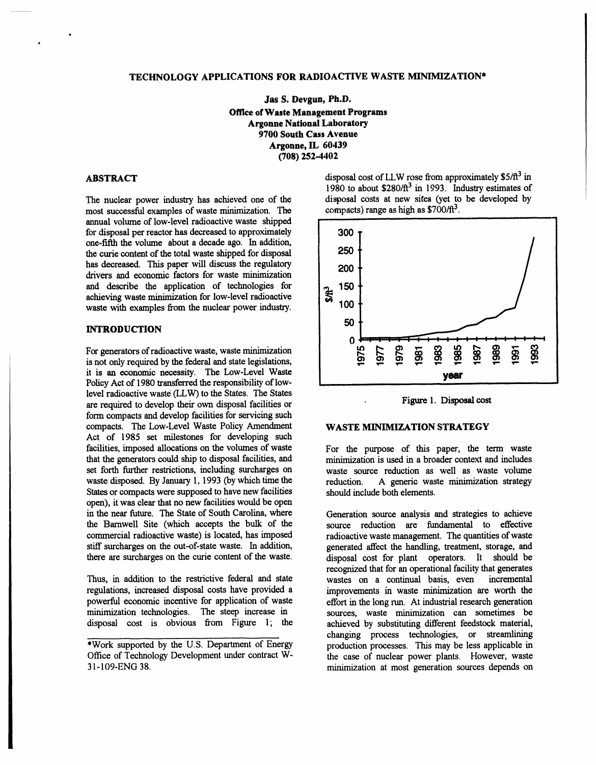# TECHNOLOGY APPLICATIONS FOR RADIOACTIVE WASTE MINIMIZATION*

**Jas S. Devgun, Ph.D.**
**Office of Waste Management Programs**
**Argonne National Laboratory**
**9700 South Cass Avenue**
**Argonne, IL 60439**
**(708) 252-4402**

## ABSTRACT

The nuclear power industry has achieved one of the most successful examples of waste minimization. The annual volume of low-level radioactive waste shipped for disposal per reactor has decreased to approximately one-fifth the volume about a decade ago. In addition, the curie content of the total waste shipped for disposal has decreased. This paper will discuss the regulatory drivers and economic factors for waste minimization and describe the application of technologies for achieving waste minimization for low-level radioactive waste with examples from the nuclear power industry.

## INTRODUCTION

For generators of radioactive waste, waste minimization is not only required by the federal and state legislations, it is an economic necessity. The Low-Level Waste Policy Act of 1980 transferred the responsibility of low-level radioactive waste (LLW) to the States. The States are required to develop their own disposal facilities or form compacts and develop facilities for servicing such compacts. The Low-Level Waste Policy Amendment Act of 1985 set milestones for developing such facilities, imposed allocations on the volumes of waste that the generators could ship to disposal facilities, and set forth further restrictions, including surcharges on waste disposed. By January 1, 1993 (by which time the States or compacts were supposed to have new facilities open), it was clear that no new facilities would be open in the near future. The State of South Carolina, where the Barnwell Site (which accepts the bulk of the commercial radioactive waste) is located, has imposed stiff surcharges on the out-of-state waste. In addition, there are surcharges on the curie content of the waste.

Thus, in addition to the restrictive federal and state regulations, increased disposal costs have provided a powerful economic incentive for application of waste minimization technologies. The steep increase in disposal cost is obvious from Figure 1; the disposal cost of LLW rose from approximately $5/ft^3$ in 1980 to about $280/ft^3$ in 1993. Industry estimates of disposal costs at new sites (yet to be developed by compacts) range as high as $700/ft^3$.

Figure 1. Disposal cost

## WASTE MINIMIZATION STRATEGY

For the purpose of this paper, the term waste minimization is used in a broader context and includes waste source reduction as well as waste volume reduction. A generic waste minimization strategy should include both elements.

Generation source analysis and strategies to achieve source reduction are fundamental to effective radioactive waste management. The quantities of waste generated affect the handling, treatment, storage, and disposal cost for plant operators. It should be recognized that for an operational facility that generates wastes on a continual basis, even incremental improvements in waste minimization are worth the effort in the long run. At industrial research generation sources, waste minimization can sometimes be achieved by substituting different feedstock material, changing process technologies, or streamlining production processes. This may be less applicable in the case of nuclear power plants. However, waste minimization at most generation sources depends on

*Work supported by the U.S. Department of Energy Office of Technology Development under contract W-31-109-ENG 38.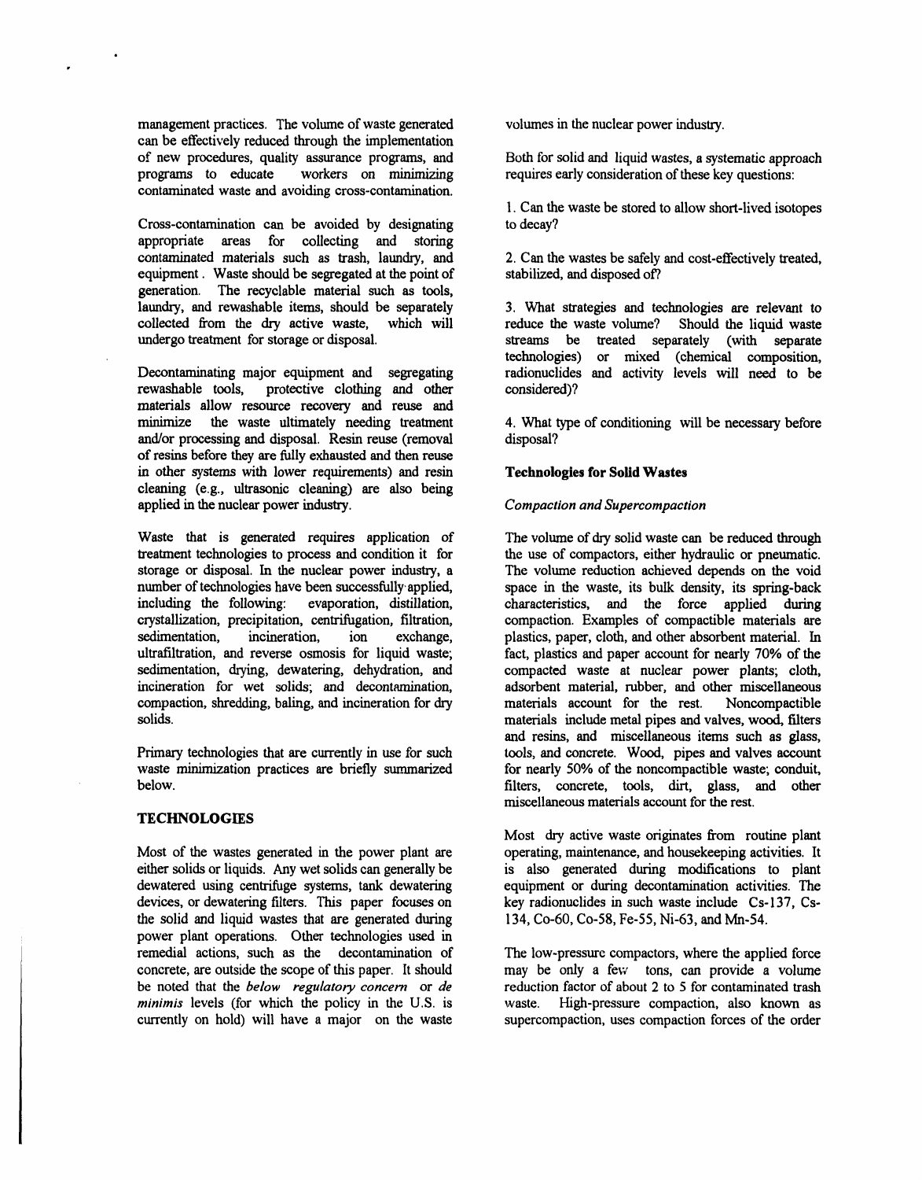management practices. The volume of waste generated can be effectively reduced through the implementation of new procedures, quality assurance programs, and programs to educate workers on minimizing contaminated waste and avoiding cross-contamination.

Cross-contamination can be avoided by designating appropriate areas for collecting and storing contaminated materials such as trash, laundry, and equipment. Waste should be segregated at the point of generation. The recyclable material such as tools, laundry, and rewashable items, should be separately collected from the dry active waste, which will undergo treatment for storage or disposal.

Decontaminating major equipment and segregating rewashable tools, protective clothing and other materials allow resource recovery and reuse and minimize the waste ultimately needing treatment and/or processing and disposal. Resin reuse (removal of resins before they are fully exhausted and then reuse in other systems with lower requirements) and resin cleaning (e.g., ultrasonic cleaning) are also being applied in the nuclear power industry.

Waste that is generated requires application of treatment technologies to process and condition it for storage or disposal. In the nuclear power industry, a number of technologies have been successfully applied, including the following: evaporation, distillation, crystallization, precipitation, centrifugation, filtration, sedimentation, incineration, ion exchange, ultrafiltration, and reverse osmosis for liquid waste; sedimentation, drying, dewatering, dehydration, and incineration for wet solids; and decontamination, compaction, shredding, baling, and incineration for dry solids.

Primary technologies that are currently in use for such waste minimization practices are briefly summarized below.

## TECHNOLOGIES

Most of the wastes generated in the power plant are either solids or liquids. Any wet solids can generally be dewatered using centrifuge systems, tank dewatering devices, or dewatering filters. This paper focuses on the solid and liquid wastes that are generated during power plant operations. Other technologies used in remedial actions, such as the decontamination of concrete, are outside the scope of this paper. It should be noted that the *below regulatory concern* or *de minimis* levels (for which the policy in the U.S. is currently on hold) will have a major on the waste volumes in the nuclear power industry.

Both for solid and liquid wastes, a systematic approach requires early consideration of these key questions:

1. Can the waste be stored to allow short-lived isotopes to decay?

2. Can the wastes be safely and cost-effectively treated, stabilized, and disposed of?

3. What strategies and technologies are relevant to reduce the waste volume? Should the liquid waste streams be treated separately (with separate technologies) or mixed (chemical composition, radionuclides and activity levels will need to be considered)?

4. What type of conditioning will be necessary before disposal?

### Technologies for Solid Wastes

#### *Compaction and Supercompaction*

The volume of dry solid waste can be reduced through the use of compactors, either hydraulic or pneumatic. The volume reduction achieved depends on the void space in the waste, its bulk density, its spring-back characteristics, and the force applied during compaction. Examples of compactible materials are plastics, paper, cloth, and other absorbent material. In fact, plastics and paper account for nearly 70% of the compacted waste at nuclear power plants; cloth, adsorbent material, rubber, and other miscellaneous materials account for the rest. Noncompactible materials include metal pipes and valves, wood, filters and resins, and miscellaneous items such as glass, tools, and concrete. Wood, pipes and valves account for nearly 50% of the noncompactible waste; conduit, filters, concrete, tools, dirt, glass, and other miscellaneous materials account for the rest.

Most dry active waste originates from routine plant operating, maintenance, and housekeeping activities. It is also generated during modifications to plant equipment or during decontamination activities. The key radionuclides in such waste include Cs-137, Cs-134, Co-60, Co-58, Fe-55, Ni-63, and Mn-54.

The low-pressure compactors, where the applied force may be only a few tons, can provide a volume reduction factor of about 2 to 5 for contaminated trash waste. High-pressure compaction, also known as supercompaction, uses compaction forces of the order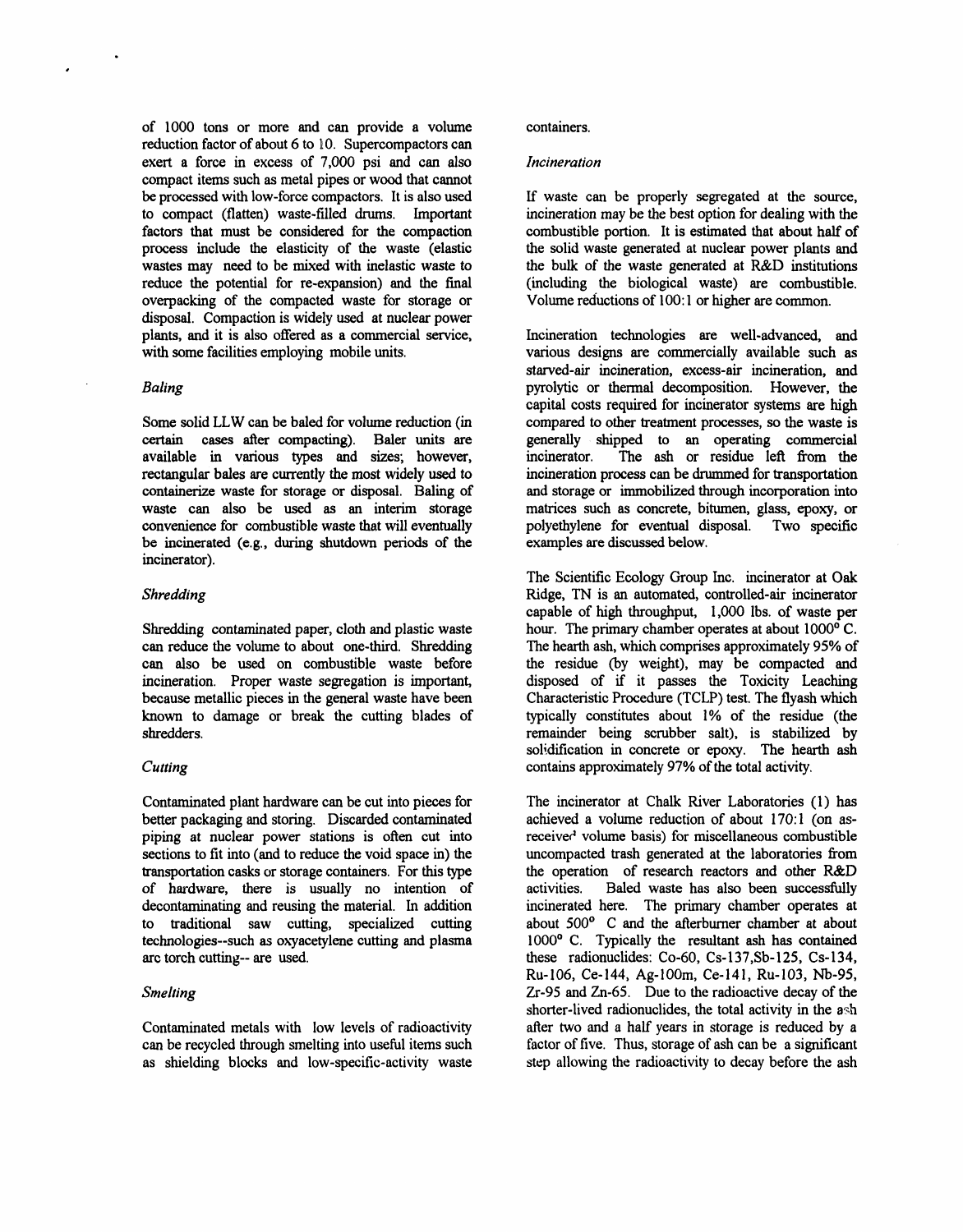of 1000 tons or more and can provide a volume reduction factor of about 6 to 10. Supercompactors can exert a force in excess of 7,000 psi and can also compact items such as metal pipes or wood that cannot be processed with low-force compactors. It is also used to compact (flatten) waste-filled drums. Important factors that must be considered for the compaction process include the elasticity of the waste (elastic wastes may need to be mixed with inelastic waste to reduce the potential for re-expansion) and the final overpacking of the compacted waste for storage or disposal. Compaction is widely used at nuclear power plants, and it is also offered as a commercial service, with some facilities employing mobile units.

*Baling*

Some solid LLW can be baled for volume reduction (in certain cases after compacting). Baler units are available in various types and sizes; however, rectangular bales are currently the most widely used to containerize waste for storage or disposal. Baling of waste can also be used as an interim storage convenience for combustible waste that will eventually be incinerated (e.g., during shutdown periods of the incinerator).

*Shredding*

Shredding contaminated paper, cloth and plastic waste can reduce the volume to about one-third. Shredding can also be used on combustible waste before incineration. Proper waste segregation is important, because metallic pieces in the general waste have been known to damage or break the cutting blades of shredders.

*Cutting*

Contaminated plant hardware can be cut into pieces for better packaging and storing. Discarded contaminated piping at nuclear power stations is often cut into sections to fit into (and to reduce the void space in) the transportation casks or storage containers. For this type of hardware, there is usually no intention of decontaminating and reusing the material. In addition to traditional saw cutting, specialized cutting technologies--such as oxyacetylene cutting and plasma arc torch cutting-- are used.

*Smelting*

Contaminated metals with low levels of radioactivity can be recycled through smelting into useful items such as shielding blocks and low-specific-activity waste containers.

*Incineration*

If waste can be properly segregated at the source, incineration may be the best option for dealing with the combustible portion. It is estimated that about half of the solid waste generated at nuclear power plants and the bulk of the waste generated at R&D institutions (including the biological waste) are combustible. Volume reductions of 100:1 or higher are common.

Incineration technologies are well-advanced, and various designs are commercially available such as starved-air incineration, excess-air incineration, and pyrolytic or thermal decomposition. However, the capital costs required for incinerator systems are high compared to other treatment processes, so the waste is generally shipped to an operating commercial incinerator. The ash or residue left from the incineration process can be drummed for transportation and storage or immobilized through incorporation into matrices such as concrete, bitumen, glass, epoxy, or polyethylene for eventual disposal. Two specific examples are discussed below.

The Scientific Ecology Group Inc. incinerator at Oak Ridge, TN is an automated, controlled-air incinerator capable of high throughput, 1,000 lbs. of waste per hour. The primary chamber operates at about 1000° C. The hearth ash, which comprises approximately 95% of the residue (by weight), may be compacted and disposed of if it passes the Toxicity Leaching Characteristic Procedure (TCLP) test. The flyash which typically constitutes about 1% of the residue (the remainder being scrubber salt), is stabilized by solidification in concrete or epoxy. The hearth ash contains approximately 97% of the total activity.

The incinerator at Chalk River Laboratories (1) has achieved a volume reduction of about 170:1 (on as-received volume basis) for miscellaneous combustible uncompacted trash generated at the laboratories from the operation of research reactors and other R&D activities. Baled waste has also been successfully incinerated here. The primary chamber operates at about 500° C and the afterburner chamber at about 1000° C. Typically the resultant ash has contained these radionuclides: Co-60, Cs-137, Sb-125, Cs-134, Ru-106, Ce-144, Ag-100m, Ce-141, Ru-103, Nb-95, Zr-95 and Zn-65. Due to the radioactive decay of the shorter-lived radionuclides, the total activity in the ash after two and a half years in storage is reduced by a factor of five. Thus, storage of ash can be a significant step allowing the radioactivity to decay before the ash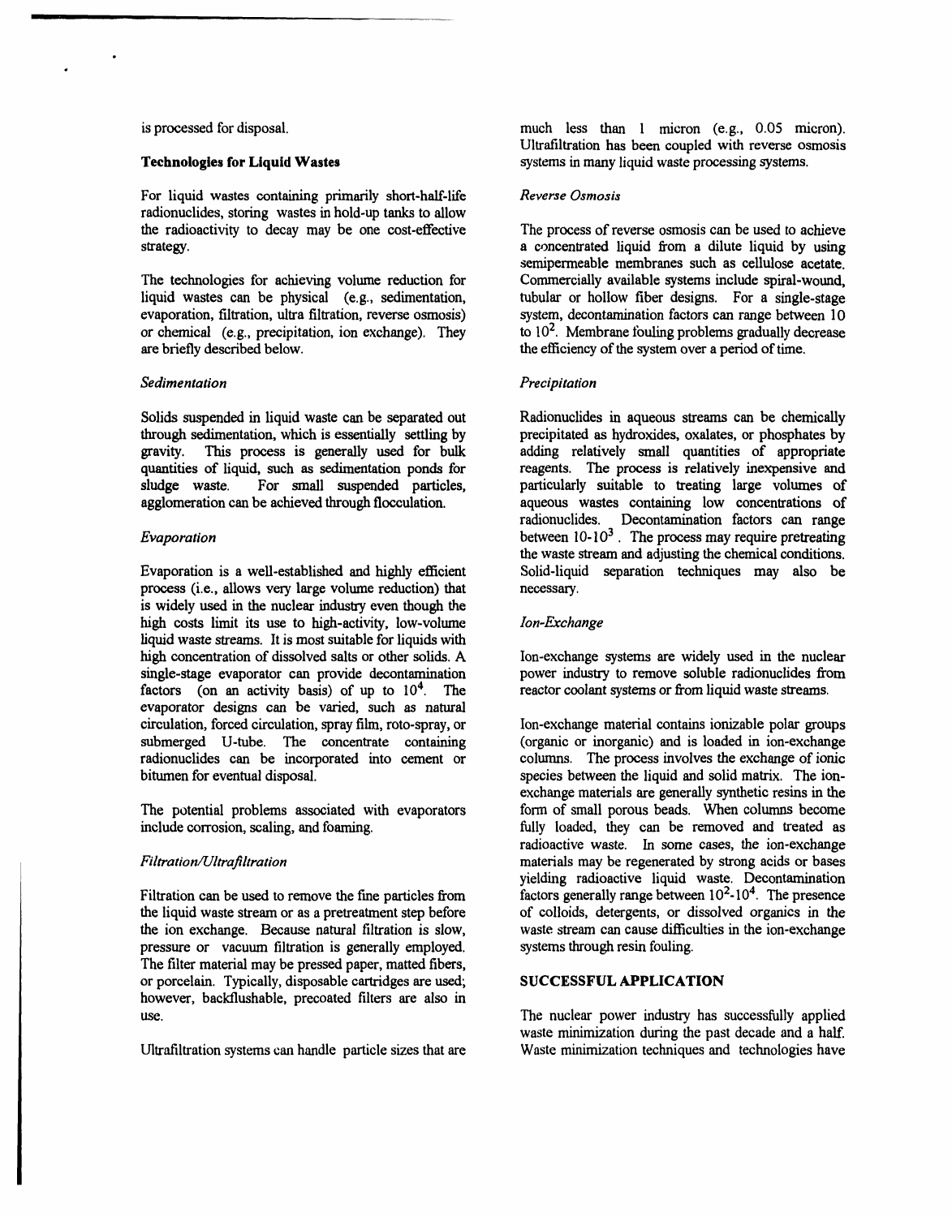is processed for disposal.

### Technologies for Liquid Wastes

For liquid wastes containing primarily short-half-life radionuclides, storing wastes in hold-up tanks to allow the radioactivity to decay may be one cost-effective strategy.

The technologies for achieving volume reduction for liquid wastes can be physical (e.g., sedimentation, evaporation, filtration, ultra filtration, reverse osmosis) or chemical (e.g., precipitation, ion exchange). They are briefly described below.

#### *Sedimentation*

Solids suspended in liquid waste can be separated out through sedimentation, which is essentially settling by gravity. This process is generally used for bulk quantities of liquid, such as sedimentation ponds for sludge waste. For small suspended particles, agglomeration can be achieved through flocculation.

#### *Evaporation*

Evaporation is a well-established and highly efficient process (i.e., allows very large volume reduction) that is widely used in the nuclear industry even though the high costs limit its use to high-activity, low-volume liquid waste streams. It is most suitable for liquids with high concentration of dissolved salts or other solids. A single-stage evaporator can provide decontamination factors (on an activity basis) of up to $10^4$. The evaporator designs can be varied, such as natural circulation, forced circulation, spray film, roto-spray, or submerged U-tube. The concentrate containing radionuclides can be incorporated into cement or bitumen for eventual disposal.

The potential problems associated with evaporators include corrosion, scaling, and foaming.

#### *Filtration/Ultrafiltration*

Filtration can be used to remove the fine particles from the liquid waste stream or as a pretreatment step before the ion exchange. Because natural filtration is slow, pressure or vacuum filtration is generally employed. The filter material may be pressed paper, matted fibers, or porcelain. Typically, disposable cartridges are used; however, backflushable, precoated filters are also in use.

Ultrafiltration systems can handle particle sizes that are much less than 1 micron (e.g., 0.05 micron). Ultrafiltration has been coupled with reverse osmosis systems in many liquid waste processing systems.

#### *Reverse Osmosis*

The process of reverse osmosis can be used to achieve a concentrated liquid from a dilute liquid by using semipermeable membranes such as cellulose acetate. Commercially available systems include spiral-wound, tubular or hollow fiber designs. For a single-stage system, decontamination factors can range between 10 to $10^2$. Membrane fouling problems gradually decrease the efficiency of the system over a period of time.

#### *Precipitation*

Radionuclides in aqueous streams can be chemically precipitated as hydroxides, oxalates, or phosphates by adding relatively small quantities of appropriate reagents. The process is relatively inexpensive and particularly suitable to treating large volumes of aqueous wastes containing low concentrations of radionuclides. Decontamination factors can range between $10$-$10^3$. The process may require pretreating the waste stream and adjusting the chemical conditions. Solid-liquid separation techniques may also be necessary.

#### *Ion-Exchange*

Ion-exchange systems are widely used in the nuclear power industry to remove soluble radionuclides from reactor coolant systems or from liquid waste streams.

Ion-exchange material contains ionizable polar groups (organic or inorganic) and is loaded in ion-exchange columns. The process involves the exchange of ionic species between the liquid and solid matrix. The ion-exchange materials are generally synthetic resins in the form of small porous beads. When columns become fully loaded, they can be removed and treated as radioactive waste. In some cases, the ion-exchange materials may be regenerated by strong acids or bases yielding radioactive liquid waste. Decontamination factors generally range between $10^2$-$10^4$. The presence of colloids, detergents, or dissolved organics in the waste stream can cause difficulties in the ion-exchange systems through resin fouling.

## SUCCESSFUL APPLICATION

The nuclear power industry has successfully applied waste minimization during the past decade and a half. Waste minimization techniques and technologies have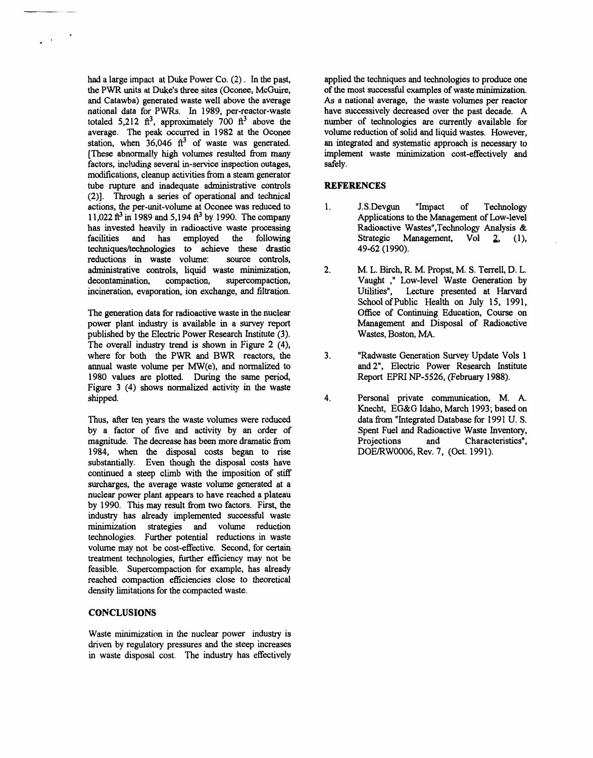had a large impact at Duke Power Co. (2). In the past, the PWR units at Duke's three sites (Oconee, McGuire, and Catawba) generated waste well above the average national data for PWRs. In 1989, per-reactor-waste totaled 5,212 $ft^3$, approximately 700 $ft^3$ above the average. The peak occurred in 1982 at the Oconee station, when 36,046 $ft^3$ of waste was generated. [These abnormally high volumes resulted from many factors, including several in-service inspection outages, modifications, cleanup activities from a steam generator tube rupture and inadequate administrative controls (2)]. Through a series of operational and technical actions, the per-unit-volume at Oconee was reduced to 11,022 $ft^3$ in 1989 and 5,194 $ft^3$ by 1990. The company has invested heavily in radioactive waste processing facilities and has employed the following techniques/technologies to achieve these drastic reductions in waste volume: source controls, administrative controls, liquid waste minimization, decontamination, compaction, supercompaction, incineration, evaporation, ion exchange, and filtration.

The generation data for radioactive waste in the nuclear power plant industry is available in a survey report published by the Electric Power Research Institute (3). The overall industry trend is shown in Figure 2 (4), where for both the PWR and BWR reactors, the annual waste volume per MW(e), and normalized to 1980 values are plotted. During the same period, Figure 3 (4) shows normalized activity in the waste shipped.

Thus, after ten years the waste volumes were reduced by a factor of five and activity by an order of magnitude. The decrease has been more dramatic from 1984, when the disposal costs began to rise substantially. Even though the disposal costs have continued a steep climb with the imposition of stiff surcharges, the average waste volume generated at a nuclear power plant appears to have reached a plateau by 1990. This may result from two factors. First, the industry has already implemented successful waste minimization strategies and volume reduction technologies. Further potential reductions in waste volume may not be cost-effective. Second, for certain treatment technologies, further efficiency may not be feasible. Supercompaction for example, has already reached compaction efficiencies close to theoretical density limitations for the compacted waste.

## CONCLUSIONS

Waste minimization in the nuclear power industry is driven by regulatory pressures and the steep increases in waste disposal cost. The industry has effectively applied the techniques and technologies to produce one of the most successful examples of waste minimization. As a national average, the waste volumes per reactor have successively decreased over the past decade. A number of technologies are currently available for volume reduction of solid and liquid wastes. However, an integrated and systematic approach is necessary to implement waste minimization cost-effectively and safely.

## REFERENCES

1. J.S.Devgun "Impact of Technology Applications to the Management of Low-level Radioactive Wastes",Technology Analysis & Strategic Management, Vol 2, (1), 49-62 (1990).

2. M. L. Birch, R. M. Propst, M. S. Terrell, D. L. Vaught ," Low-level Waste Generation by Utilities", Lecture presented at Harvard School of Public Health on July 15, 1991, Office of Continuing Education, Course on Management and Disposal of Radioactive Wastes, Boston, MA.

3. "Radwaste Generation Survey Update Vols 1 and 2", Electric Power Research Institute Report EPRI NP-5526, (February 1988).

4. Personal private communication, M. A. Knecht, EG&G Idaho, March 1993; based on data from "Integrated Database for 1991 U. S. Spent Fuel and Radioactive Waste Inventory, Projections and Characteristics", DOE/RW0006, Rev. 7, (Oct. 1991).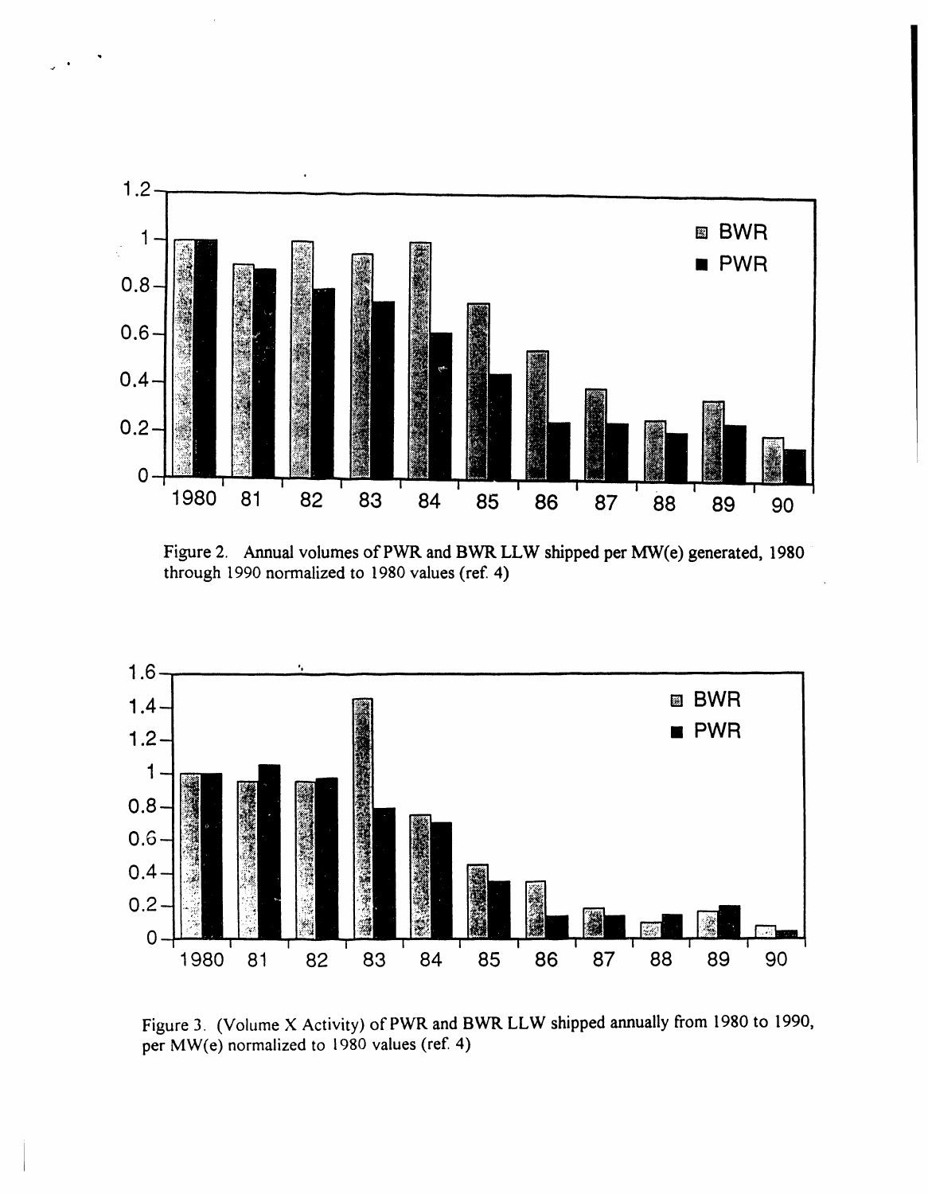Figure 2. Annual volumes of PWR and BWR LLW shipped per MW(e) generated, 1980 through 1990 normalized to 1980 values (ref. 4)

Figure 3. (Volume X Activity) of PWR and BWR LLW shipped annually from 1980 to 1990, per MW(e) normalized to 1980 values (ref. 4)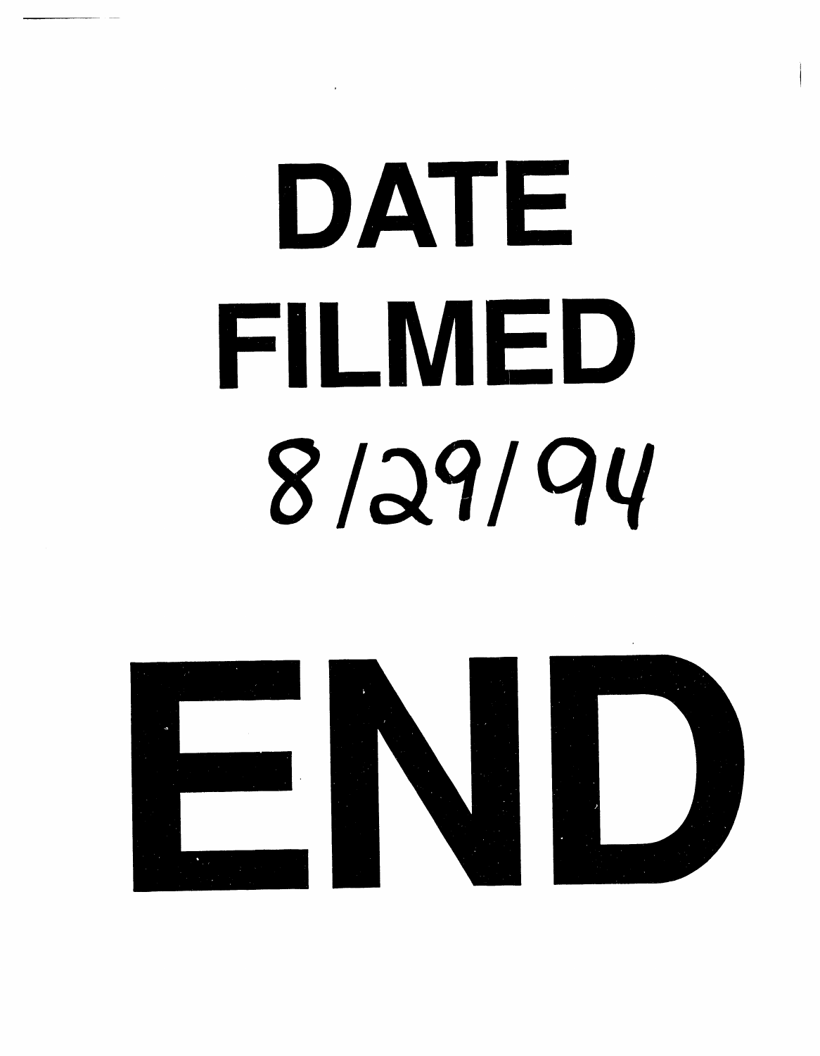# DATE
# FILMED
8/29/94

# END